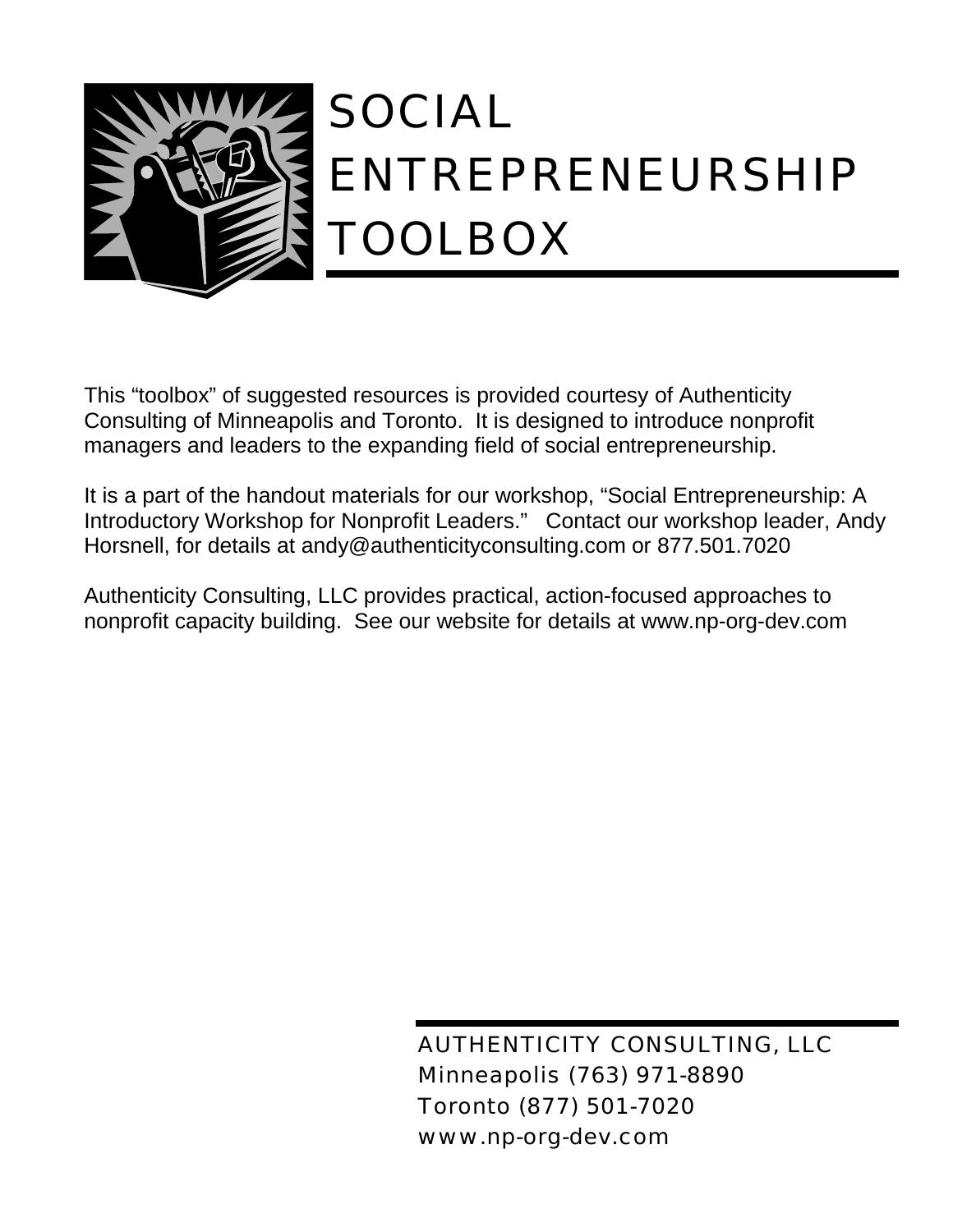# SOCIAL ENTREPRENEURSHIP TOOLBOX

This “toolbox” of suggested resources is provided courtesy of Authenticity Consulting of Minneapolis and Toronto. It is designed to introduce nonprofit managers and leaders to the expanding field of social entrepreneurship.

It is a part of the handout materials for our workshop, “Social Entrepreneurship: A Introductory Workshop for Nonprofit Leaders.” Contact our workshop leader, Andy Horsnell, for details at andy@authenticityconsulting.com or 877.501.7020

Authenticity Consulting, LLC provides practical, action-focused approaches to nonprofit capacity building. See our website for details at www.np-org-dev.com

AUTHENTICITY CONSULTING, LLC
Minneapolis (763) 971-8890
Toronto (877) 501-7020
www.np-org-dev.com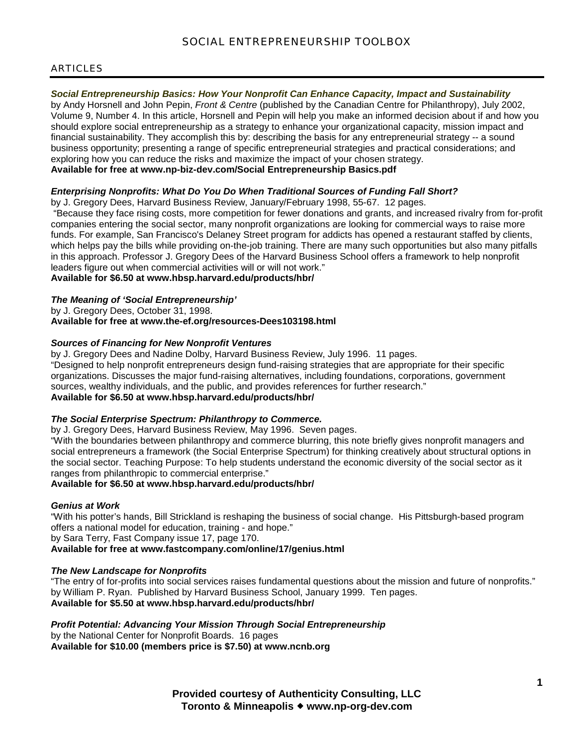# SOCIAL ENTREPRENEURSHIP TOOLBOX

## ARTICLES

***Social Entrepreneurship Basics: How Your Nonprofit Can Enhance Capacity, Impact and Sustainability***
by Andy Horsnell and John Pepin, *Front & Centre* (published by the Canadian Centre for Philanthropy), July 2002, Volume 9, Number 4. In this article, Horsnell and Pepin will help you make an informed decision about if and how you should explore social entrepreneurship as a strategy to enhance your organizational capacity, mission impact and financial sustainability. They accomplish this by: describing the basis for any entrepreneurial strategy -- a sound business opportunity; presenting a range of specific entrepreneurial strategies and practical considerations; and exploring how you can reduce the risks and maximize the impact of your chosen strategy.
**Available for free at www.np-biz-dev.com/Social Entrepreneurship Basics.pdf**

***Enterprising Nonprofits: What Do You Do When Traditional Sources of Funding Fall Short?***
by J. Gregory Dees, Harvard Business Review, January/February 1998, 55-67. 12 pages.
"Because they face rising costs, more competition for fewer donations and grants, and increased rivalry from for-profit companies entering the social sector, many nonprofit organizations are looking for commercial ways to raise more funds. For example, San Francisco's Delaney Street program for addicts has opened a restaurant staffed by clients, which helps pay the bills while providing on-the-job training. There are many such opportunities but also many pitfalls in this approach. Professor J. Gregory Dees of the Harvard Business School offers a framework to help nonprofit leaders figure out when commercial activities will or will not work."
**Available for $6.50 at www.hbsp.harvard.edu/products/hbr/**

***The Meaning of 'Social Entrepreneurship'***
by J. Gregory Dees, October 31, 1998.
**Available for free at www.the-ef.org/resources-Dees103198.html**

***Sources of Financing for New Nonprofit Ventures***
by J. Gregory Dees and Nadine Dolby, Harvard Business Review, July 1996. 11 pages.
"Designed to help nonprofit entrepreneurs design fund-raising strategies that are appropriate for their specific organizations. Discusses the major fund-raising alternatives, including foundations, corporations, government sources, wealthy individuals, and the public, and provides references for further research."
**Available for $6.50 at www.hbsp.harvard.edu/products/hbr/**

***The Social Enterprise Spectrum: Philanthropy to Commerce.***
by J. Gregory Dees, Harvard Business Review, May 1996. Seven pages.
"With the boundaries between philanthropy and commerce blurring, this note briefly gives nonprofit managers and social entrepreneurs a framework (the Social Enterprise Spectrum) for thinking creatively about structural options in the social sector. Teaching Purpose: To help students understand the economic diversity of the social sector as it ranges from philanthropic to commercial enterprise."
**Available for $6.50 at www.hbsp.harvard.edu/products/hbr/**

***Genius at Work***
"With his potter's hands, Bill Strickland is reshaping the business of social change. His Pittsburgh-based program offers a national model for education, training - and hope."
by Sara Terry, Fast Company issue 17, page 170.
**Available for free at www.fastcompany.com/online/17/genius.html**

***The New Landscape for Nonprofits***
"The entry of for-profits into social services raises fundamental questions about the mission and future of nonprofits."
by William P. Ryan. Published by Harvard Business School, January 1999. Ten pages.
**Available for $5.50 at www.hbsp.harvard.edu/products/hbr/**

***Profit Potential: Advancing Your Mission Through Social Entrepreneurship***
by the National Center for Nonprofit Boards. 16 pages
**Available for $10.00 (members price is $7.50) at www.ncnb.org**

**Provided courtesy of Authenticity Consulting, LLC**
**Toronto & Minneapolis ◆ www.np-org-dev.com**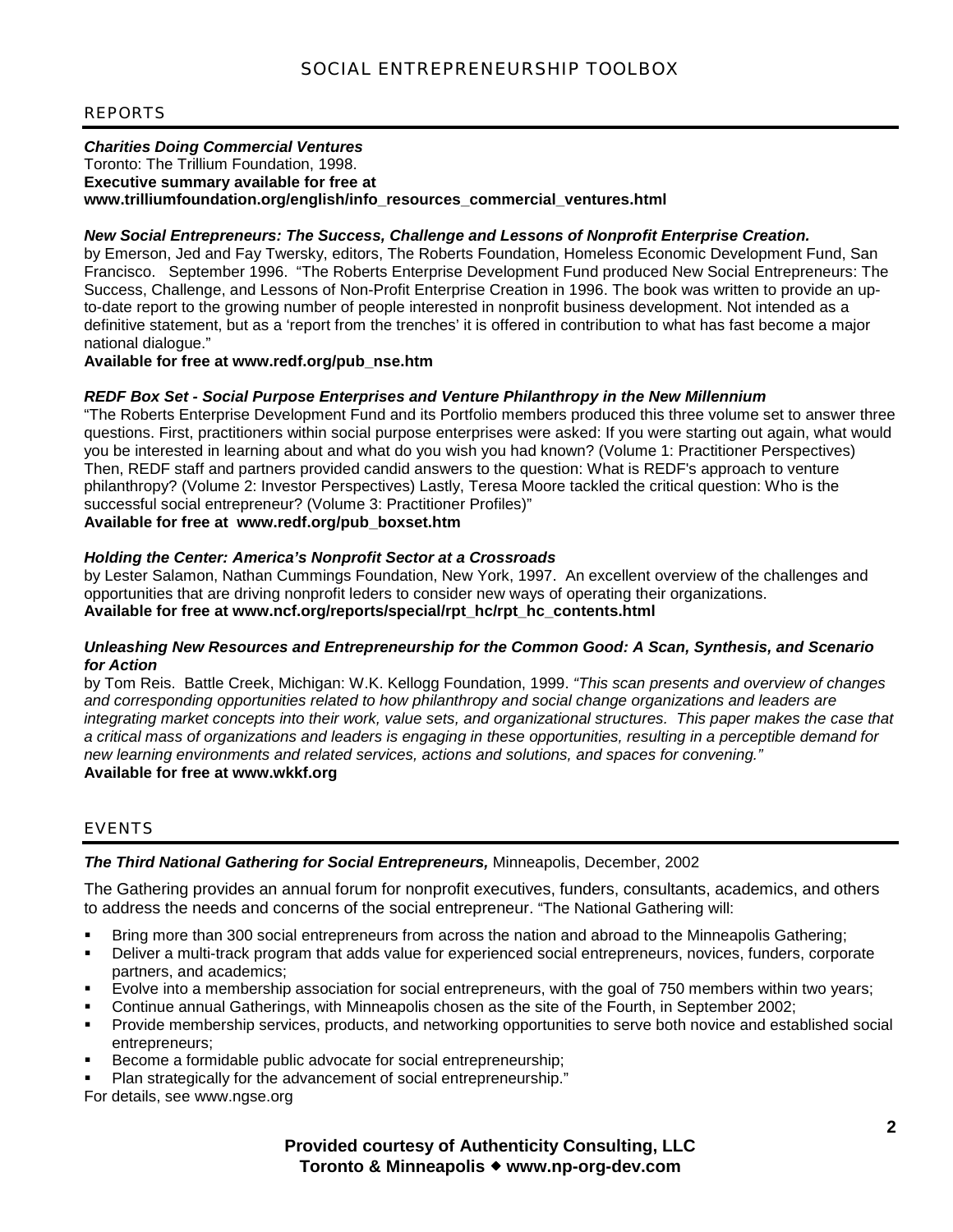# SOCIAL ENTREPRENEURSHIP TOOLBOX

## REPORTS

***Charities Doing Commercial Ventures***
Toronto: The Trillium Foundation, 1998.
**Executive summary available for free at www.trilliumfoundation.org/english/info_resources_commercial_ventures.html**

***New Social Entrepreneurs: The Success, Challenge and Lessons of Nonprofit Enterprise Creation.***
by Emerson, Jed and Fay Twersky, editors, The Roberts Foundation, Homeless Economic Development Fund, San Francisco. September 1996. "The Roberts Enterprise Development Fund produced New Social Entrepreneurs: The Success, Challenge, and Lessons of Non-Profit Enterprise Creation in 1996. The book was written to provide an up-to-date report to the growing number of people interested in nonprofit business development. Not intended as a definitive statement, but as a 'report from the trenches' it is offered in contribution to what has fast become a major national dialogue."
**Available for free at www.redf.org/pub_nse.htm**

***REDF Box Set - Social Purpose Enterprises and Venture Philanthropy in the New Millennium***
"The Roberts Enterprise Development Fund and its Portfolio members produced this three volume set to answer three questions. First, practitioners within social purpose enterprises were asked: If you were starting out again, what would you be interested in learning about and what do you wish you had known? (Volume 1: Practitioner Perspectives) Then, REDF staff and partners provided candid answers to the question: What is REDF's approach to venture philanthropy? (Volume 2: Investor Perspectives) Lastly, Teresa Moore tackled the critical question: Who is the successful social entrepreneur? (Volume 3: Practitioner Profiles)"
**Available for free at www.redf.org/pub_boxset.htm**

***Holding the Center: America's Nonprofit Sector at a Crossroads***
by Lester Salamon, Nathan Cummings Foundation, New York, 1997. An excellent overview of the challenges and opportunities that are driving nonprofit leders to consider new ways of operating their organizations.
**Available for free at www.ncf.org/reports/special/rpt_hc/rpt_hc_contents.html**

***Unleashing New Resources and Entrepreneurship for the Common Good: A Scan, Synthesis, and Scenario for Action***
by Tom Reis. Battle Creek, Michigan: W.K. Kellogg Foundation, 1999. *"This scan presents and overview of changes and corresponding opportunities related to how philanthropy and social change organizations and leaders are integrating market concepts into their work, value sets, and organizational structures. This paper makes the case that a critical mass of organizations and leaders is engaging in these opportunities, resulting in a perceptible demand for new learning environments and related services, actions and solutions, and spaces for convening."*
**Available for free at www.wkkf.org**

## EVENTS

***The Third National Gathering for Social Entrepreneurs,*** Minneapolis, December, 2002

The Gathering provides an annual forum for nonprofit executives, funders, consultants, academics, and others to address the needs and concerns of the social entrepreneur. "The National Gathering will:

- Bring more than 300 social entrepreneurs from across the nation and abroad to the Minneapolis Gathering;
- Deliver a multi-track program that adds value for experienced social entrepreneurs, novices, funders, corporate partners, and academics;
- Evolve into a membership association for social entrepreneurs, with the goal of 750 members within two years;
- Continue annual Gatherings, with Minneapolis chosen as the site of the Fourth, in September 2002;
- Provide membership services, products, and networking opportunities to serve both novice and established social entrepreneurs;
- Become a formidable public advocate for social entrepreneurship;
- Plan strategically for the advancement of social entrepreneurship."

For details, see www.ngse.org

**Provided courtesy of Authenticity Consulting, LLC**
**Toronto & Minneapolis ◆ www.np-org-dev.com**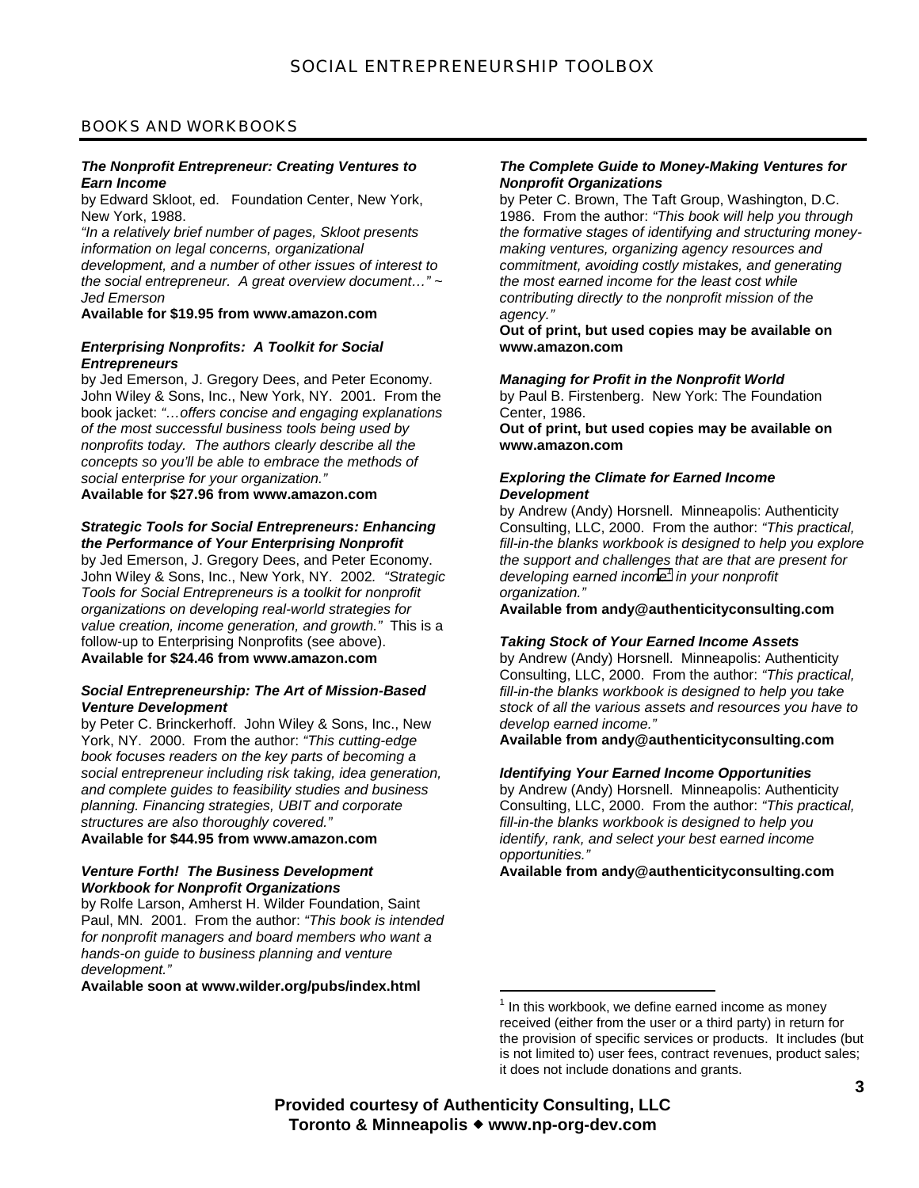## BOOKS AND WORKBOOKS

***The Nonprofit Entrepreneur: Creating Ventures to Earn Income***
by Edward Skloot, ed. Foundation Center, New York, New York, 1988.
*"In a relatively brief number of pages, Skloot presents information on legal concerns, organizational development, and a number of other issues of interest to the social entrepreneur. A great overview document…" ~ Jed Emerson*
**Available for $19.95 from www.amazon.com**

***Enterprising Nonprofits: A Toolkit for Social Entrepreneurs***
by Jed Emerson, J. Gregory Dees, and Peter Economy. John Wiley & Sons, Inc., New York, NY. 2001. From the book jacket: *"…offers concise and engaging explanations of the most successful business tools being used by nonprofits today. The authors clearly describe all the concepts so you'll be able to embrace the methods of social enterprise for your organization."*
**Available for $27.96 from www.amazon.com**

***Strategic Tools for Social Entrepreneurs: Enhancing the Performance of Your Enterprising Nonprofit***
by Jed Emerson, J. Gregory Dees, and Peter Economy. John Wiley & Sons, Inc., New York, NY. 2002. *"Strategic Tools for Social Entrepreneurs is a toolkit for nonprofit organizations on developing real-world strategies for value creation, income generation, and growth."* This is a follow-up to Enterprising Nonprofits (see above).
**Available for $24.46 from www.amazon.com**

***Social Entrepreneurship: The Art of Mission-Based Venture Development***
by Peter C. Brinckerhoff. John Wiley & Sons, Inc., New York, NY. 2000. From the author: *"This cutting-edge book focuses readers on the key parts of becoming a social entrepreneur including risk taking, idea generation, and complete guides to feasibility studies and business planning. Financing strategies, UBIT and corporate structures are also thoroughly covered."*
**Available for $44.95 from www.amazon.com**

***Venture Forth! The Business Development Workbook for Nonprofit Organizations***
by Rolfe Larson, Amherst H. Wilder Foundation, Saint Paul, MN. 2001. From the author: *"This book is intended for nonprofit managers and board members who want a hands-on guide to business planning and venture development."*
**Available soon at www.wilder.org/pubs/index.html**

***The Complete Guide to Money-Making Ventures for Nonprofit Organizations***
by Peter C. Brown, The Taft Group, Washington, D.C. 1986. From the author: *"This book will help you through the formative stages of identifying and structuring money-making ventures, organizing agency resources and commitment, avoiding costly mistakes, and generating the most earned income for the least cost while contributing directly to the nonprofit mission of the agency."*
**Out of print, but used copies may be available on www.amazon.com**

***Managing for Profit in the Nonprofit World***
by Paul B. Firstenberg. New York: The Foundation Center, 1986.
**Out of print, but used copies may be available on www.amazon.com**

***Exploring the Climate for Earned Income Development***
by Andrew (Andy) Horsnell. Minneapolis: Authenticity Consulting, LLC, 2000. From the author: *"This practical, fill-in-the blanks workbook is designed to help you explore the support and challenges that are that are present for developing earned income[1] in your nonprofit organization."*
**Available from andy@authenticityconsulting.com**

***Taking Stock of Your Earned Income Assets***
by Andrew (Andy) Horsnell. Minneapolis: Authenticity Consulting, LLC, 2000. From the author: *"This practical, fill-in-the blanks workbook is designed to help you take stock of all the various assets and resources you have to develop earned income."*
**Available from andy@authenticityconsulting.com**

***Identifying Your Earned Income Opportunities***
by Andrew (Andy) Horsnell. Minneapolis: Authenticity Consulting, LLC, 2000. From the author: *"This practical, fill-in-the blanks workbook is designed to help you identify, rank, and select your best earned income opportunities."*
**Available from andy@authenticityconsulting.com**

[1] In this workbook, we define earned income as money received (either from the user or a third party) in return for the provision of specific services or products. It includes (but is not limited to) user fees, contract revenues, product sales; it does not include donations and grants.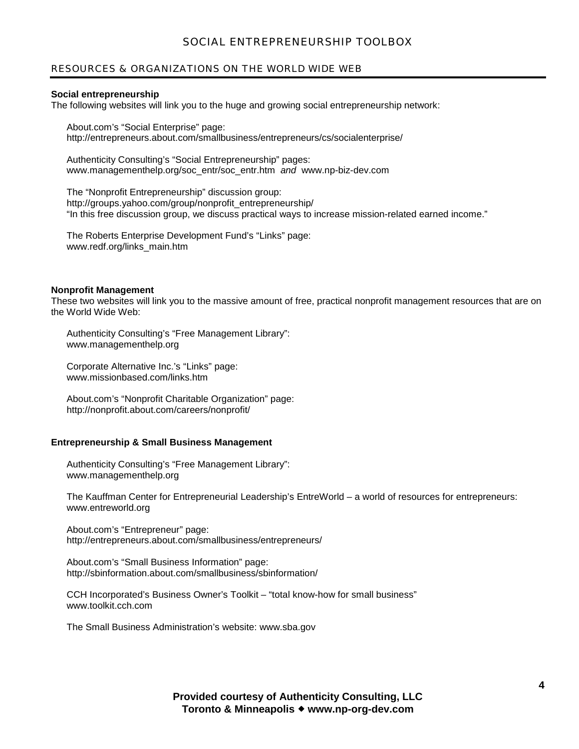## RESOURCES & ORGANIZATIONS ON THE WORLD WIDE WEB

**Social entrepreneurship**

The following websites will link you to the huge and growing social entrepreneurship network:

About.com's "Social Enterprise" page:
http://entrepreneurs.about.com/smallbusiness/entrepreneurs/cs/socialenterprise/

Authenticity Consulting's "Social Entrepreneurship" pages:
www.managementhelp.org/soc_entr/soc_entr.htm *and* www.np-biz-dev.com

The "Nonprofit Entrepreneurship" discussion group:
http://groups.yahoo.com/group/nonprofit_entrepreneurship/
"In this free discussion group, we discuss practical ways to increase mission-related earned income."

The Roberts Enterprise Development Fund's "Links" page:
www.redf.org/links_main.htm

**Nonprofit Management**

These two websites will link you to the massive amount of free, practical nonprofit management resources that are on the World Wide Web:

Authenticity Consulting's "Free Management Library":
www.managementhelp.org

Corporate Alternative Inc.'s "Links" page:
www.missionbased.com/links.htm

About.com's "Nonprofit Charitable Organization" page:
http://nonprofit.about.com/careers/nonprofit/

**Entrepreneurship & Small Business Management**

Authenticity Consulting's "Free Management Library":
www.managementhelp.org

The Kauffman Center for Entrepreneurial Leadership's EntreWorld – a world of resources for entrepreneurs:
www.entreworld.org

About.com's "Entrepreneur" page:
http://entrepreneurs.about.com/smallbusiness/entrepreneurs/

About.com's "Small Business Information" page:
http://sbinformation.about.com/smallbusiness/sbinformation/

CCH Incorporated's Business Owner's Toolkit – "total know-how for small business"
www.toolkit.cch.com

The Small Business Administration's website: www.sba.gov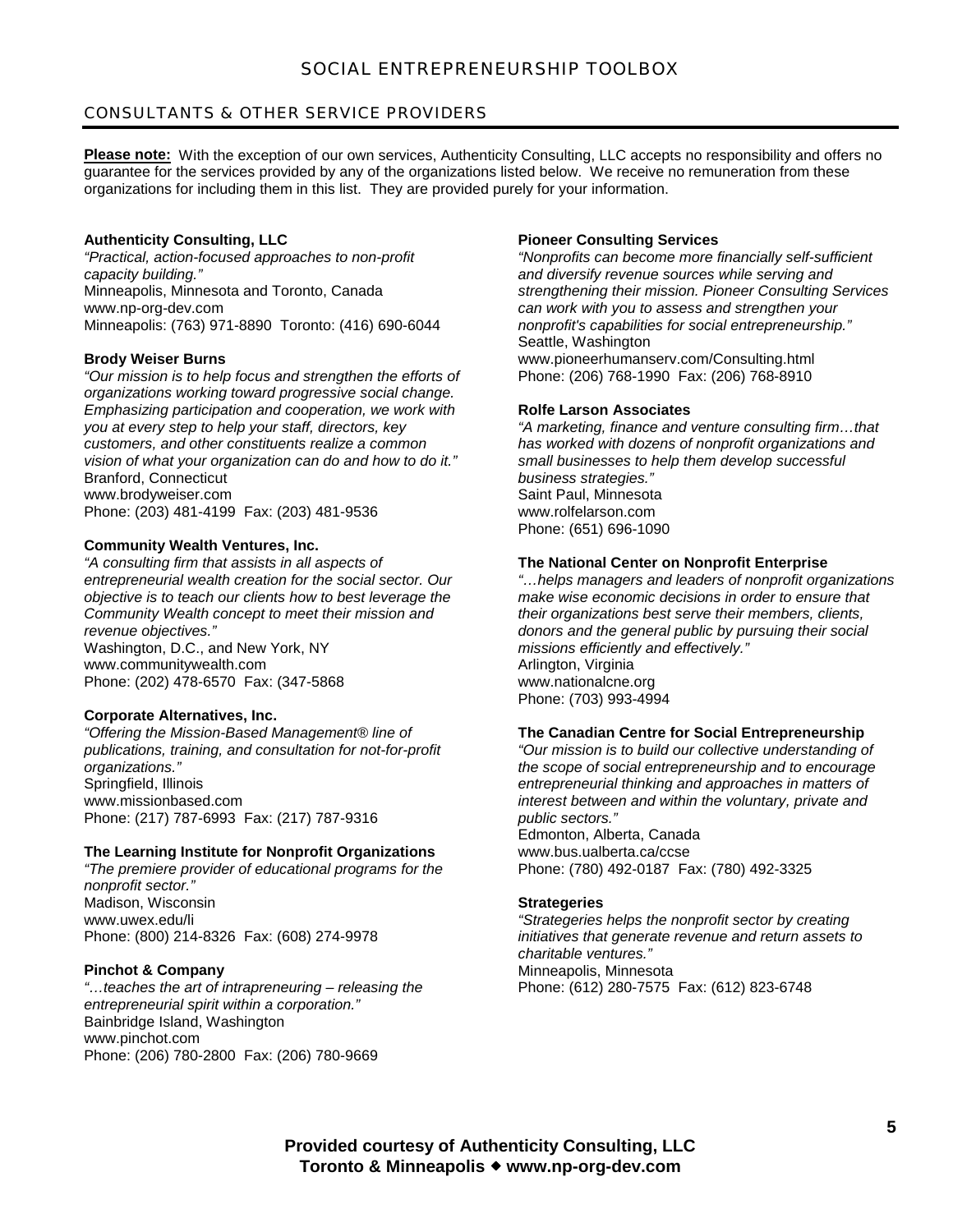## CONSULTANTS & OTHER SERVICE PROVIDERS

**Please note:** With the exception of our own services, Authenticity Consulting, LLC accepts no responsibility and offers no guarantee for the services provided by any of the organizations listed below. We receive no remuneration from these organizations for including them in this list. They are provided purely for your information.

**Authenticity Consulting, LLC**
*"Practical, action-focused approaches to non-profit capacity building."*
Minneapolis, Minnesota and Toronto, Canada
www.np-org-dev.com
Minneapolis: (763) 971-8890 Toronto: (416) 690-6044

**Brody Weiser Burns**
*"Our mission is to help focus and strengthen the efforts of organizations working toward progressive social change. Emphasizing participation and cooperation, we work with you at every step to help your staff, directors, key customers, and other constituents realize a common vision of what your organization can do and how to do it."*
Branford, Connecticut
www.brodyweiser.com
Phone: (203) 481-4199 Fax: (203) 481-9536

**Community Wealth Ventures, Inc.**
*"A consulting firm that assists in all aspects of entrepreneurial wealth creation for the social sector. Our objective is to teach our clients how to best leverage the Community Wealth concept to meet their mission and revenue objectives."*
Washington, D.C., and New York, NY
www.communitywealth.com
Phone: (202) 478-6570 Fax: (347-5868

**Corporate Alternatives, Inc.**
*"Offering the Mission-Based Management® line of publications, training, and consultation for not-for-profit organizations."*
Springfield, Illinois
www.missionbased.com
Phone: (217) 787-6993 Fax: (217) 787-9316

**The Learning Institute for Nonprofit Organizations**
*"The premiere provider of educational programs for the nonprofit sector."*
Madison, Wisconsin
www.uwex.edu/li
Phone: (800) 214-8326 Fax: (608) 274-9978

**Pinchot & Company**
*"…teaches the art of intrapreneuring – releasing the entrepreneurial spirit within a corporation."*
Bainbridge Island, Washington
www.pinchot.com
Phone: (206) 780-2800 Fax: (206) 780-9669

**Pioneer Consulting Services**
*"Nonprofits can become more financially self-sufficient and diversify revenue sources while serving and strengthening their mission. Pioneer Consulting Services can work with you to assess and strengthen your nonprofit's capabilities for social entrepreneurship."*
Seattle, Washington
www.pioneerhumanserv.com/Consulting.html
Phone: (206) 768-1990 Fax: (206) 768-8910

**Rolfe Larson Associates**
*"A marketing, finance and venture consulting firm…that has worked with dozens of nonprofit organizations and small businesses to help them develop successful business strategies."*
Saint Paul, Minnesota
www.rolfelarson.com
Phone: (651) 696-1090

**The National Center on Nonprofit Enterprise**
*"…helps managers and leaders of nonprofit organizations make wise economic decisions in order to ensure that their organizations best serve their members, clients, donors and the general public by pursuing their social missions efficiently and effectively."*
Arlington, Virginia
www.nationalcne.org
Phone: (703) 993-4994

**The Canadian Centre for Social Entrepreneurship**
*"Our mission is to build our collective understanding of the scope of social entrepreneurship and to encourage entrepreneurial thinking and approaches in matters of interest between and within the voluntary, private and public sectors."*
Edmonton, Alberta, Canada
www.bus.ualberta.ca/ccse
Phone: (780) 492-0187 Fax: (780) 492-3325

**Strategeries**
*"Strategeries helps the nonprofit sector by creating initiatives that generate revenue and return assets to charitable ventures."*
Minneapolis, Minnesota
Phone: (612) 280-7575 Fax: (612) 823-6748